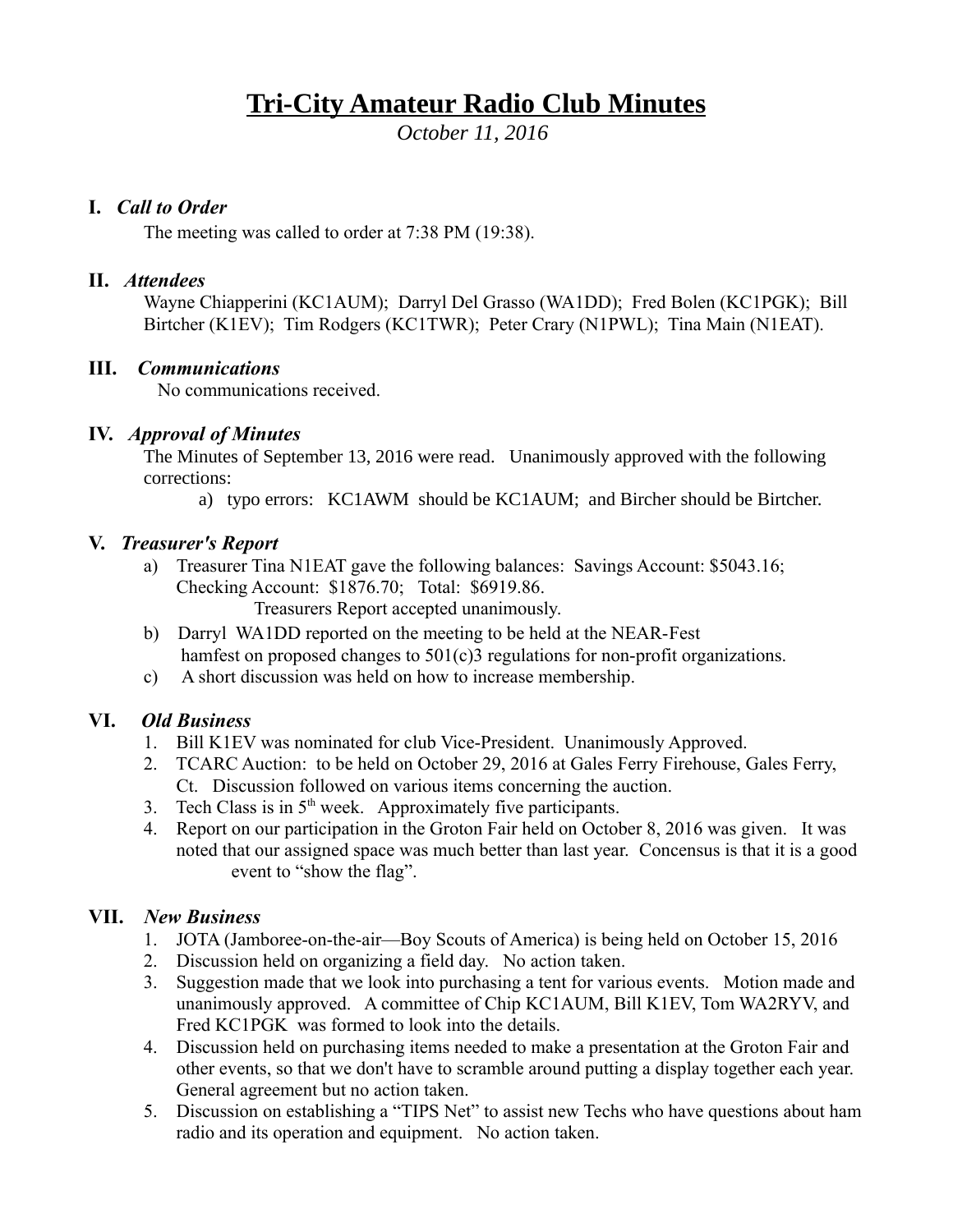# Tri-City Amateur Radio Club Minutes

*October 11, 2016*

## I. *Call to Order*

The meeting was called to order at 7:38 PM (19:38).

## II. *Attendees*

Wayne Chiapperini (KC1AUM); Darryl Del Grasso (WA1DD); Fred Bolen (KC1PGK); Bill Birtcher (K1EV); Tim Rodgers (KC1TWR); Peter Crary (N1PWL); Tina Main (N1EAT).

## III. *Communications*

No communications received.

## IV. *Approval of Minutes*

The Minutes of September 13, 2016 were read. Unanimously approved with the following corrections:

a) typo errors: KC1AWM should be KC1AUM; and Bircher should be Birtcher.

## V. *Treasurer's Report*

a) Treasurer Tina N1EAT gave the following balances: Savings Account: $5043.16; Checking Account: $1876.70; Total: $6919.86.
   Treasurers Report accepted unanimously.

b) Darryl WA1DD reported on the meeting to be held at the NEAR-Fest hamfest on proposed changes to 501(c)3 regulations for non-profit organizations.

c) A short discussion was held on how to increase membership.

## VI. *Old Business*

1. Bill K1EV was nominated for club Vice-President. Unanimously Approved.
2. TCARC Auction: to be held on October 29, 2016 at Gales Ferry Firehouse, Gales Ferry, Ct. Discussion followed on various items concerning the auction.
3. Tech Class is in 5th week. Approximately five participants.
4. Report on our participation in the Groton Fair held on October 8, 2016 was given. It was noted that our assigned space was much better than last year. Concensus is that it is a good event to "show the flag".

## VII. *New Business*

1. JOTA (Jamboree-on-the-air—Boy Scouts of America) is being held on October 15, 2016
2. Discussion held on organizing a field day. No action taken.
3. Suggestion made that we look into purchasing a tent for various events. Motion made and unanimously approved. A committee of Chip KC1AUM, Bill K1EV, Tom WA2RYV, and Fred KC1PGK was formed to look into the details.
4. Discussion held on purchasing items needed to make a presentation at the Groton Fair and other events, so that we don't have to scramble around putting a display together each year. General agreement but no action taken.
5. Discussion on establishing a "TIPS Net" to assist new Techs who have questions about ham radio and its operation and equipment. No action taken.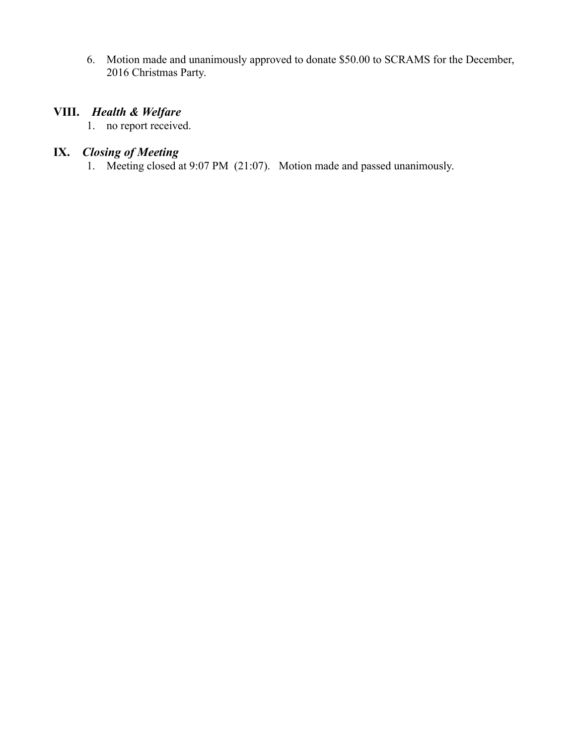6. Motion made and unanimously approved to donate $50.00 to SCRAMS for the December, 2016 Christmas Party.

## VIII. *Health & Welfare*

1. no report received.

## IX. *Closing of Meeting*

1. Meeting closed at 9:07 PM (21:07). Motion made and passed unanimously.